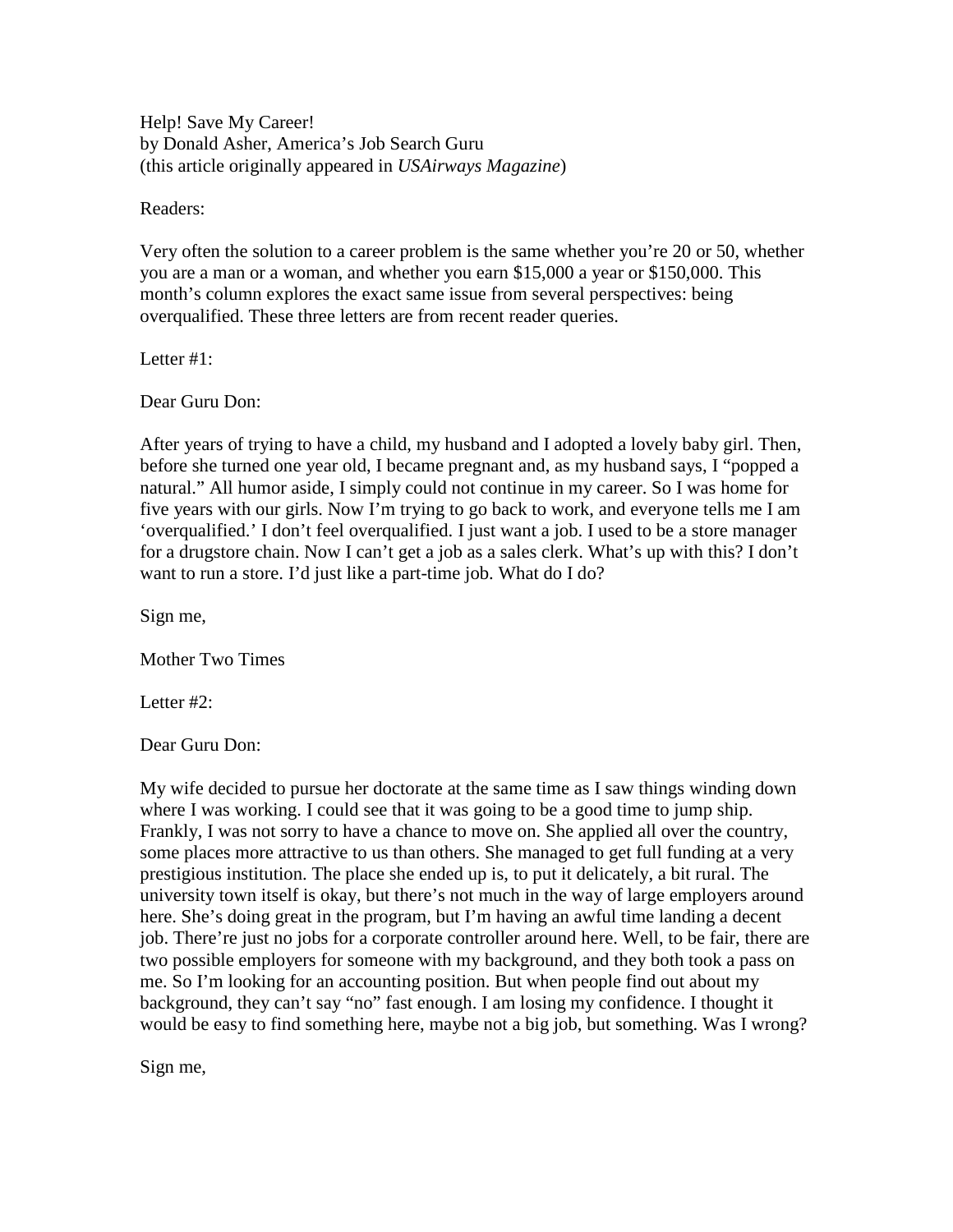Help! Save My Career!
by Donald Asher, America's Job Search Guru
(this article originally appeared in *USAirways Magazine*)

Readers:

Very often the solution to a career problem is the same whether you're 20 or 50, whether you are a man or a woman, and whether you earn $15,000 a year or $150,000. This month's column explores the exact same issue from several perspectives: being overqualified. These three letters are from recent reader queries.

Letter #1:

Dear Guru Don:

After years of trying to have a child, my husband and I adopted a lovely baby girl. Then, before she turned one year old, I became pregnant and, as my husband says, I "popped a natural." All humor aside, I simply could not continue in my career. So I was home for five years with our girls. Now I'm trying to go back to work, and everyone tells me I am 'overqualified.' I don't feel overqualified. I just want a job. I used to be a store manager for a drugstore chain. Now I can't get a job as a sales clerk. What's up with this? I don't want to run a store. I'd just like a part-time job. What do I do?

Sign me,

Mother Two Times

Letter #2:

Dear Guru Don:

My wife decided to pursue her doctorate at the same time as I saw things winding down where I was working. I could see that it was going to be a good time to jump ship. Frankly, I was not sorry to have a chance to move on. She applied all over the country, some places more attractive to us than others. She managed to get full funding at a very prestigious institution. The place she ended up is, to put it delicately, a bit rural. The university town itself is okay, but there's not much in the way of large employers around here. She's doing great in the program, but I'm having an awful time landing a decent job. There're just no jobs for a corporate controller around here. Well, to be fair, there are two possible employers for someone with my background, and they both took a pass on me. So I'm looking for an accounting position. But when people find out about my background, they can't say "no" fast enough. I am losing my confidence. I thought it would be easy to find something here, maybe not a big job, but something. Was I wrong?

Sign me,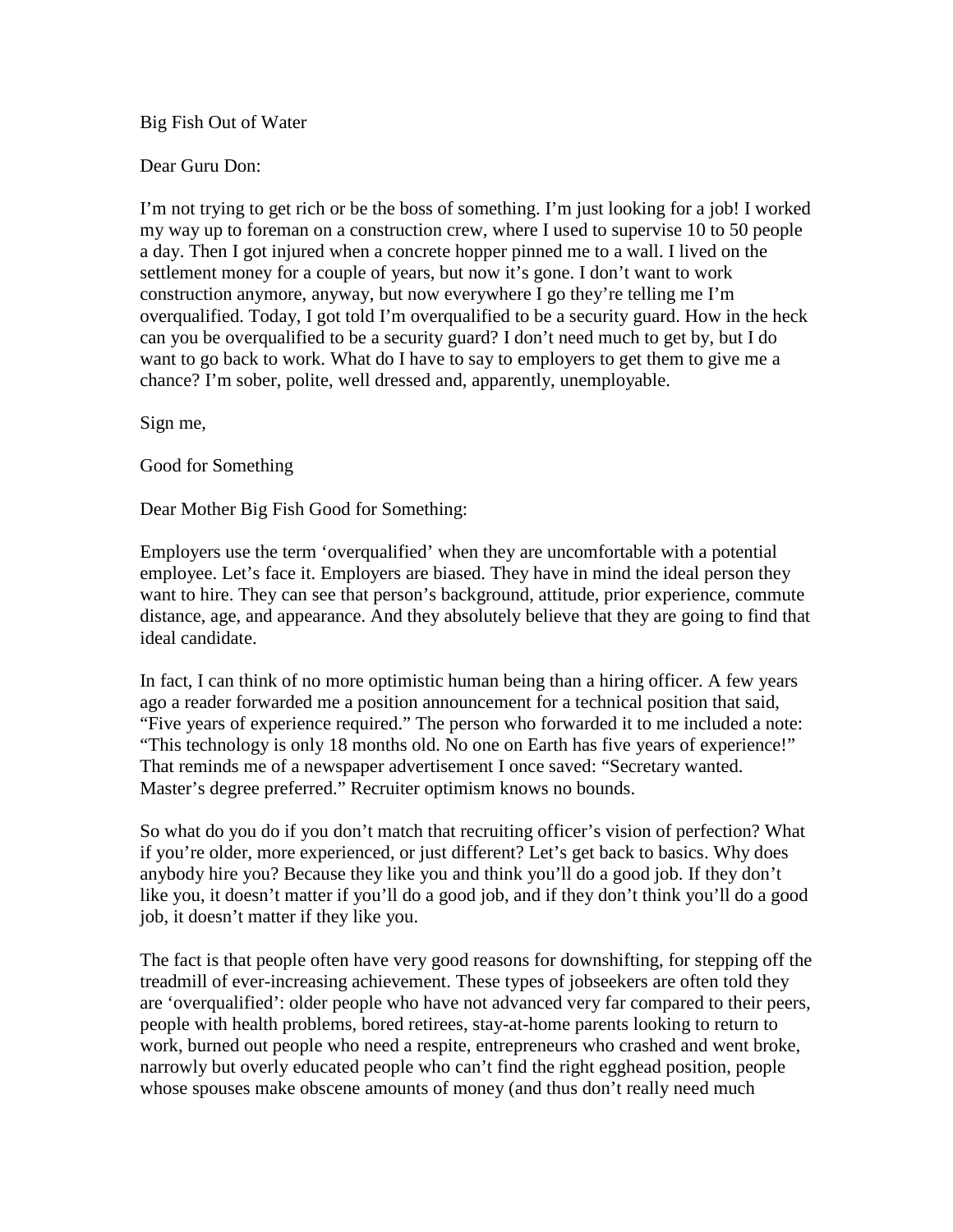Big Fish Out of Water

Dear Guru Don:

I'm not trying to get rich or be the boss of something. I'm just looking for a job! I worked my way up to foreman on a construction crew, where I used to supervise 10 to 50 people a day. Then I got injured when a concrete hopper pinned me to a wall. I lived on the settlement money for a couple of years, but now it's gone. I don't want to work construction anymore, anyway, but now everywhere I go they're telling me I'm overqualified. Today, I got told I'm overqualified to be a security guard. How in the heck can you be overqualified to be a security guard? I don't need much to get by, but I do want to go back to work. What do I have to say to employers to get them to give me a chance? I'm sober, polite, well dressed and, apparently, unemployable.

Sign me,

Good for Something

Dear Mother Big Fish Good for Something:

Employers use the term 'overqualified' when they are uncomfortable with a potential employee. Let's face it. Employers are biased. They have in mind the ideal person they want to hire. They can see that person's background, attitude, prior experience, commute distance, age, and appearance. And they absolutely believe that they are going to find that ideal candidate.

In fact, I can think of no more optimistic human being than a hiring officer. A few years ago a reader forwarded me a position announcement for a technical position that said, "Five years of experience required." The person who forwarded it to me included a note: "This technology is only 18 months old. No one on Earth has five years of experience!" That reminds me of a newspaper advertisement I once saved: "Secretary wanted. Master's degree preferred." Recruiter optimism knows no bounds.

So what do you do if you don't match that recruiting officer's vision of perfection? What if you're older, more experienced, or just different? Let's get back to basics. Why does anybody hire you? Because they like you and think you'll do a good job. If they don't like you, it doesn't matter if you'll do a good job, and if they don't think you'll do a good job, it doesn't matter if they like you.

The fact is that people often have very good reasons for downshifting, for stepping off the treadmill of ever-increasing achievement. These types of jobseekers are often told they are 'overqualified': older people who have not advanced very far compared to their peers, people with health problems, bored retirees, stay-at-home parents looking to return to work, burned out people who need a respite, entrepreneurs who crashed and went broke, narrowly but overly educated people who can't find the right egghead position, people whose spouses make obscene amounts of money (and thus don't really need much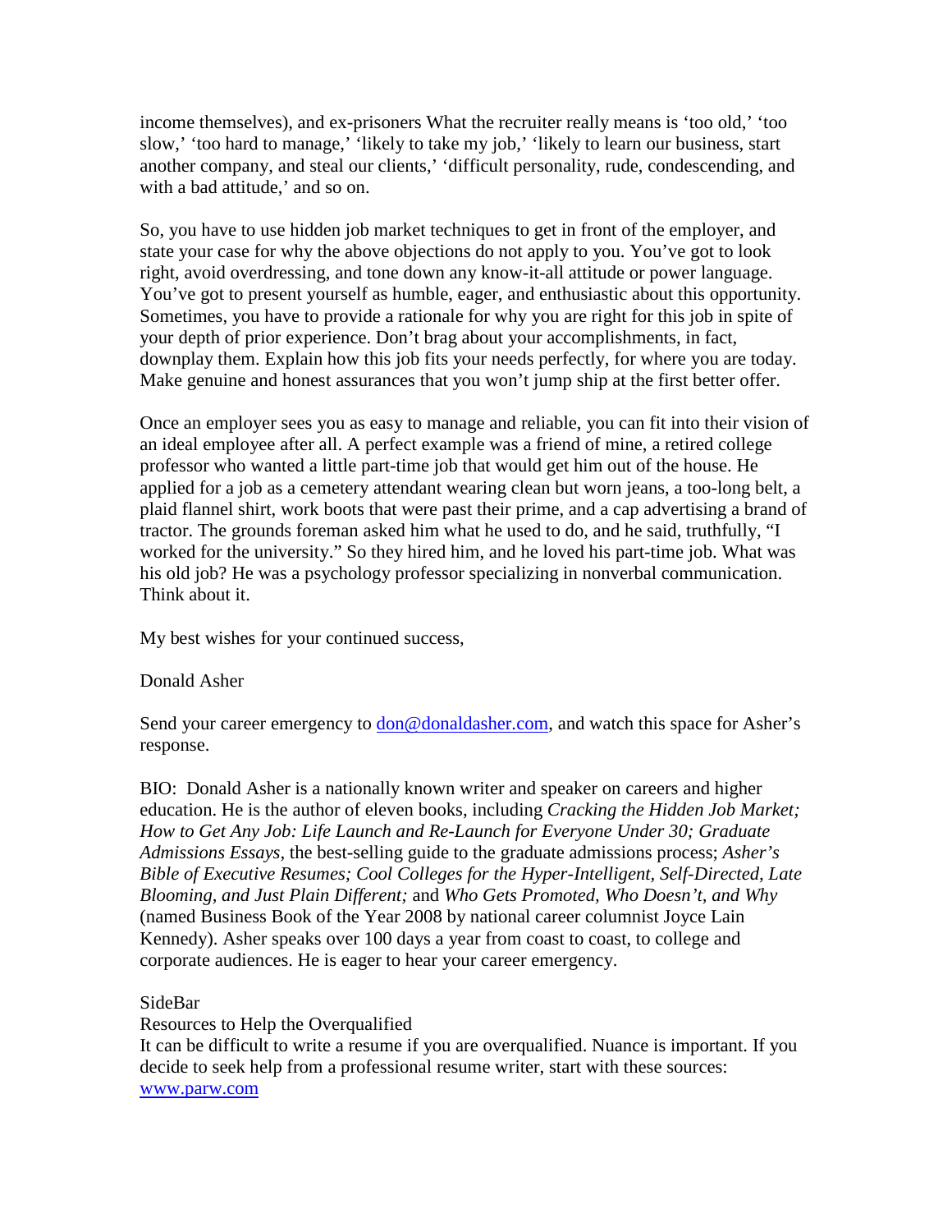income themselves), and ex-prisoners What the recruiter really means is 'too old,' 'too slow,' 'too hard to manage,' 'likely to take my job,' 'likely to learn our business, start another company, and steal our clients,' 'difficult personality, rude, condescending, and with a bad attitude,' and so on.

So, you have to use hidden job market techniques to get in front of the employer, and state your case for why the above objections do not apply to you. You've got to look right, avoid overdressing, and tone down any know-it-all attitude or power language. You've got to present yourself as humble, eager, and enthusiastic about this opportunity. Sometimes, you have to provide a rationale for why you are right for this job in spite of your depth of prior experience. Don't brag about your accomplishments, in fact, downplay them. Explain how this job fits your needs perfectly, for where you are today. Make genuine and honest assurances that you won't jump ship at the first better offer.

Once an employer sees you as easy to manage and reliable, you can fit into their vision of an ideal employee after all. A perfect example was a friend of mine, a retired college professor who wanted a little part-time job that would get him out of the house. He applied for a job as a cemetery attendant wearing clean but worn jeans, a too-long belt, a plaid flannel shirt, work boots that were past their prime, and a cap advertising a brand of tractor. The grounds foreman asked him what he used to do, and he said, truthfully, "I worked for the university." So they hired him, and he loved his part-time job. What was his old job? He was a psychology professor specializing in nonverbal communication. Think about it.

My best wishes for your continued success,

Donald Asher

Send your career emergency to [don@donaldasher.com](mailto:don@donaldasher.com), and watch this space for Asher's response.

BIO: Donald Asher is a nationally known writer and speaker on careers and higher education. He is the author of eleven books, including *Cracking the Hidden Job Market; How to Get Any Job: Life Launch and Re-Launch for Everyone Under 30; Graduate Admissions Essays*, the best-selling guide to the graduate admissions process; *Asher's Bible of Executive Resumes; Cool Colleges for the Hyper-Intelligent, Self-Directed, Late Blooming, and Just Plain Different;* and *Who Gets Promoted, Who Doesn't, and Why* (named Business Book of the Year 2008 by national career columnist Joyce Lain Kennedy). Asher speaks over 100 days a year from coast to coast, to college and corporate audiences. He is eager to hear your career emergency.

SideBar

Resources to Help the Overqualified

It can be difficult to write a resume if you are overqualified. Nuance is important. If you decide to seek help from a professional resume writer, start with these sources:

[www.parw.com](http://www.parw.com)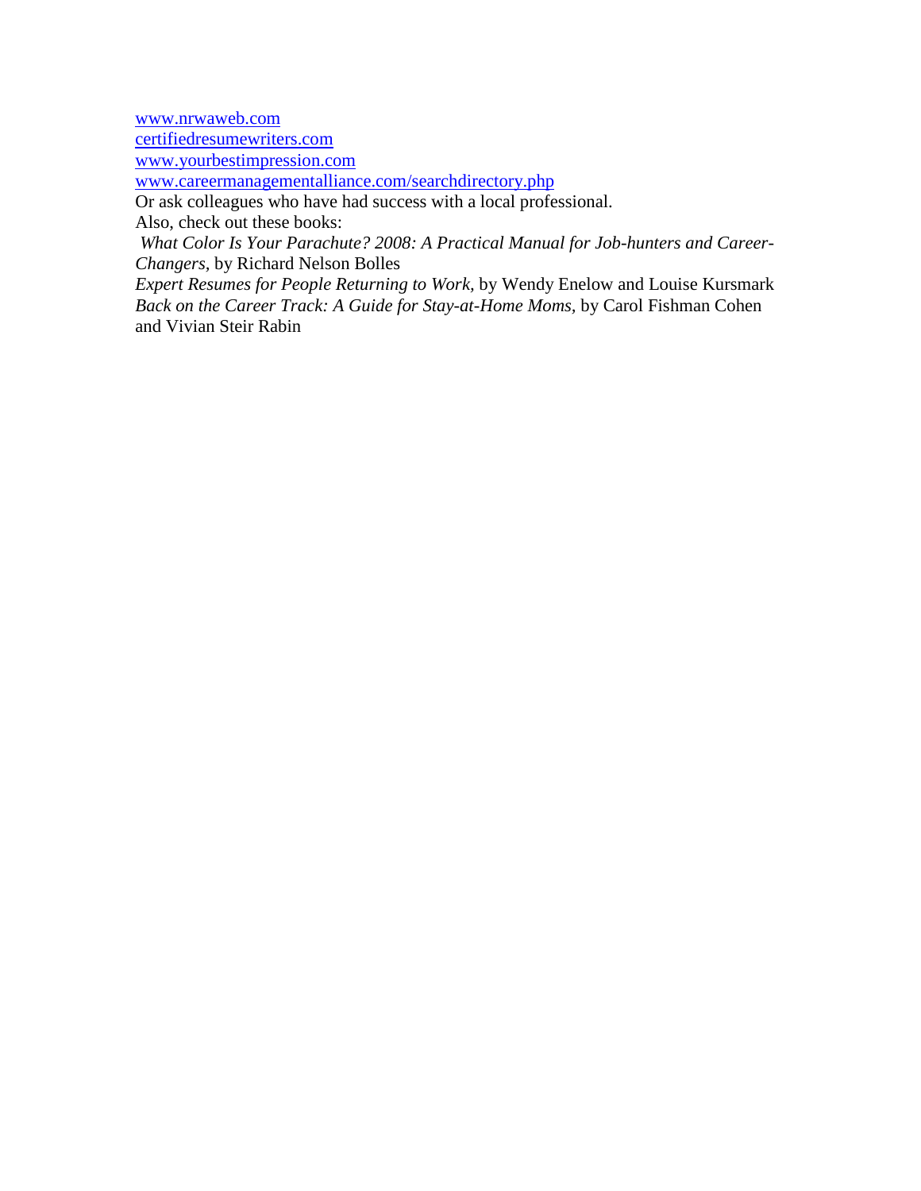www.nrwaweb.com
certifiedresumewriters.com
www.yourbestimpression.com
www.careermanagementalliance.com/searchdirectory.php
Or ask colleagues who have had success with a local professional.
Also, check out these books:
*What Color Is Your Parachute? 2008: A Practical Manual for Job-hunters and Career-Changers,* by Richard Nelson Bolles
*Expert Resumes for People Returning to Work,* by Wendy Enelow and Louise Kursmark
*Back on the Career Track: A Guide for Stay-at-Home Moms,* by Carol Fishman Cohen and Vivian Steir Rabin